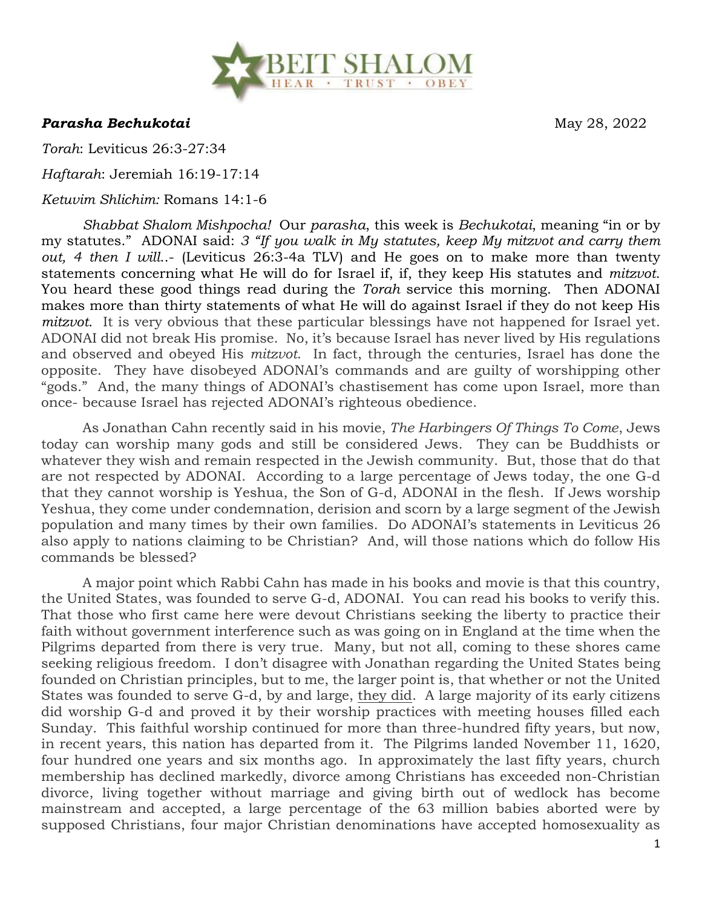BEIT SHALOM
HEAR · TRUST · OBEY

***Parasha Bechukotai*** May 28, 2022

*Torah*: Leviticus 26:3-27:34

*Haftarah*: Jeremiah 16:19-17:14

*Ketuvim Shlichim:* Romans 14:1-6

*Shabbat Shalom Mishpocha!* Our *parasha*, this week is *Bechukotai*, meaning "in or by my statutes." ADONAI said: *3 "If you walk in My statutes, keep My mitzvot and carry them out, 4 then I will..-* (Leviticus 26:3-4a TLV) and He goes on to make more than twenty statements concerning what He will do for Israel if, if, they keep His statutes and *mitzvot.* You heard these good things read during the *Torah* service this morning. Then ADONAI makes more than thirty statements of what He will do against Israel if they do not keep His *mitzvot.* It is very obvious that these particular blessings have not happened for Israel yet. ADONAI did not break His promise. No, it's because Israel has never lived by His regulations and observed and obeyed His *mitzvot.* In fact, through the centuries, Israel has done the opposite. They have disobeyed ADONAI's commands and are guilty of worshipping other "gods." And, the many things of ADONAI's chastisement has come upon Israel, more than once- because Israel has rejected ADONAI's righteous obedience.

As Jonathan Cahn recently said in his movie, *The Harbingers Of Things To Come*, Jews today can worship many gods and still be considered Jews. They can be Buddhists or whatever they wish and remain respected in the Jewish community. But, those that do that are not respected by ADONAI. According to a large percentage of Jews today, the one G-d that they cannot worship is Yeshua, the Son of G-d, ADONAI in the flesh. If Jews worship Yeshua, they come under condemnation, derision and scorn by a large segment of the Jewish population and many times by their own families. Do ADONAI's statements in Leviticus 26 also apply to nations claiming to be Christian? And, will those nations which do follow His commands be blessed?

A major point which Rabbi Cahn has made in his books and movie is that this country, the United States, was founded to serve G-d, ADONAI. You can read his books to verify this. That those who first came here were devout Christians seeking the liberty to practice their faith without government interference such as was going on in England at the time when the Pilgrims departed from there is very true. Many, but not all, coming to these shores came seeking religious freedom. I don't disagree with Jonathan regarding the United States being founded on Christian principles, but to me, the larger point is, that whether or not the United States was founded to serve G-d, by and large, <u>they did</u>. A large majority of its early citizens did worship G-d and proved it by their worship practices with meeting houses filled each Sunday. This faithful worship continued for more than three-hundred fifty years, but now, in recent years, this nation has departed from it. The Pilgrims landed November 11, 1620, four hundred one years and six months ago. In approximately the last fifty years, church membership has declined markedly, divorce among Christians has exceeded non-Christian divorce, living together without marriage and giving birth out of wedlock has become mainstream and accepted, a large percentage of the 63 million babies aborted were by supposed Christians, four major Christian denominations have accepted homosexuality as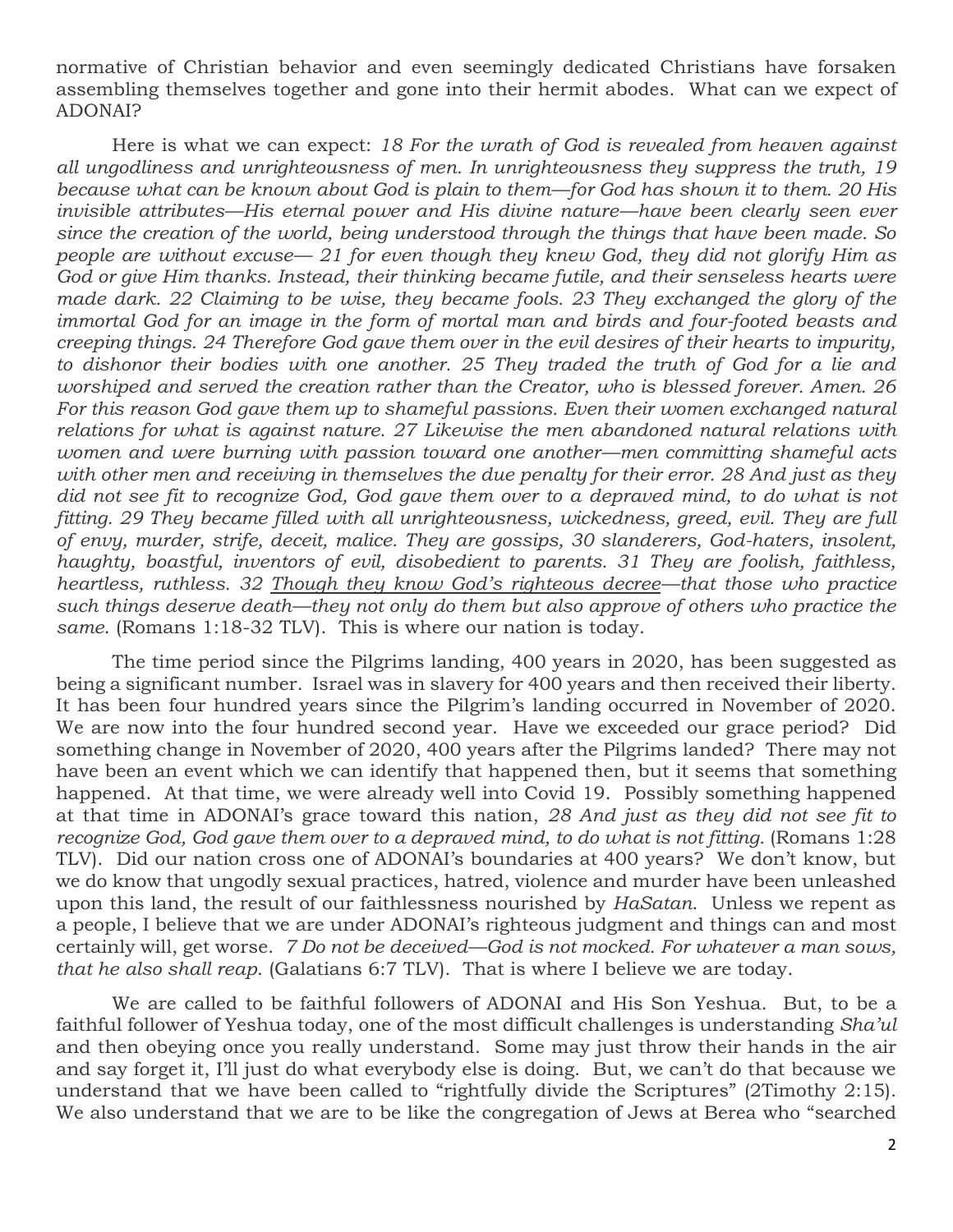normative of Christian behavior and even seemingly dedicated Christians have forsaken assembling themselves together and gone into their hermit abodes. What can we expect of ADONAI?

Here is what we can expect: *18 For the wrath of God is revealed from heaven against all ungodliness and unrighteousness of men. In unrighteousness they suppress the truth, 19 because what can be known about God is plain to them—for God has shown it to them. 20 His invisible attributes—His eternal power and His divine nature—have been clearly seen ever since the creation of the world, being understood through the things that have been made. So people are without excuse— 21 for even though they knew God, they did not glorify Him as God or give Him thanks. Instead, their thinking became futile, and their senseless hearts were made dark. 22 Claiming to be wise, they became fools. 23 They exchanged the glory of the immortal God for an image in the form of mortal man and birds and four-footed beasts and creeping things. 24 Therefore God gave them over in the evil desires of their hearts to impurity, to dishonor their bodies with one another. 25 They traded the truth of God for a lie and worshiped and served the creation rather than the Creator, who is blessed forever. Amen. 26 For this reason God gave them up to shameful passions. Even their women exchanged natural relations for what is against nature. 27 Likewise the men abandoned natural relations with women and were burning with passion toward one another—men committing shameful acts with other men and receiving in themselves the due penalty for their error. 28 And just as they did not see fit to recognize God, God gave them over to a depraved mind, to do what is not fitting. 29 They became filled with all unrighteousness, wickedness, greed, evil. They are full of envy, murder, strife, deceit, malice. They are gossips, 30 slanderers, God-haters, insolent, haughty, boastful, inventors of evil, disobedient to parents. 31 They are foolish, faithless, heartless, ruthless. 32 <u>Though they know God's righteous decree</u>—that those who practice such things deserve death—they not only do them but also approve of others who practice the same*. (Romans 1:18-32 TLV). This is where our nation is today.

The time period since the Pilgrims landing, 400 years in 2020, has been suggested as being a significant number. Israel was in slavery for 400 years and then received their liberty. It has been four hundred years since the Pilgrim's landing occurred in November of 2020. We are now into the four hundred second year. Have we exceeded our grace period? Did something change in November of 2020, 400 years after the Pilgrims landed? There may not have been an event which we can identify that happened then, but it seems that something happened. At that time, we were already well into Covid 19. Possibly something happened at that time in ADONAI's grace toward this nation, *28 And just as they did not see fit to recognize God, God gave them over to a depraved mind, to do what is not fitting.* (Romans 1:28 TLV). Did our nation cross one of ADONAI's boundaries at 400 years? We don't know, but we do know that ungodly sexual practices, hatred, violence and murder have been unleashed upon this land, the result of our faithlessness nourished by *HaSatan*. Unless we repent as a people, I believe that we are under ADONAI's righteous judgment and things can and most certainly will, get worse. *7 Do not be deceived—God is not mocked. For whatever a man sows, that he also shall reap*. (Galatians 6:7 TLV). That is where I believe we are today.

We are called to be faithful followers of ADONAI and His Son Yeshua. But, to be a faithful follower of Yeshua today, one of the most difficult challenges is understanding *Sha'ul* and then obeying once you really understand. Some may just throw their hands in the air and say forget it, I'll just do what everybody else is doing. But, we can't do that because we understand that we have been called to "rightfully divide the Scriptures" (2Timothy 2:15). We also understand that we are to be like the congregation of Jews at Berea who "searched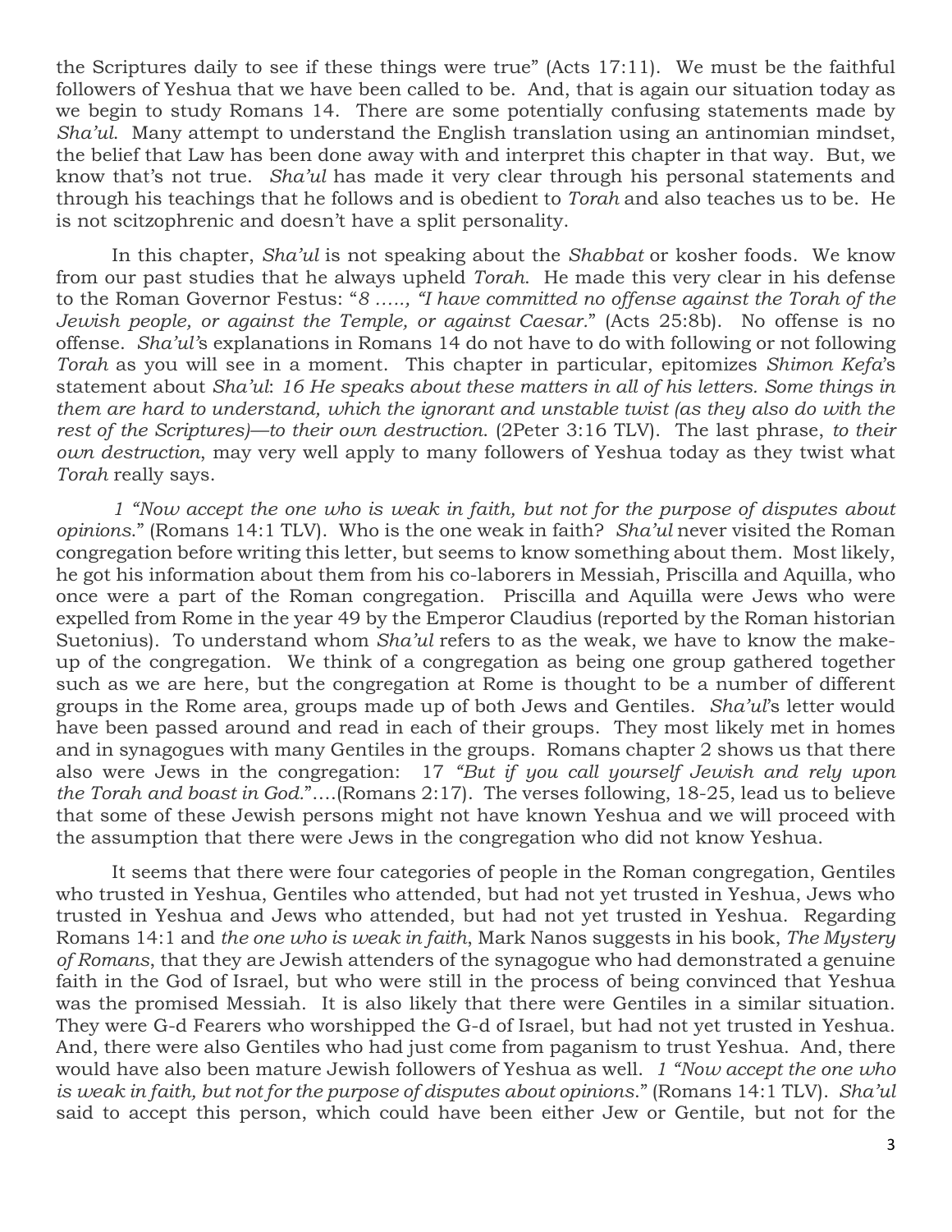the Scriptures daily to see if these things were true" (Acts 17:11). We must be the faithful followers of Yeshua that we have been called to be. And, that is again our situation today as we begin to study Romans 14. There are some potentially confusing statements made by *Sha'ul*. Many attempt to understand the English translation using an antinomian mindset, the belief that Law has been done away with and interpret this chapter in that way. But, we know that's not true. *Sha'ul* has made it very clear through his personal statements and through his teachings that he follows and is obedient to *Torah* and also teaches us to be. He is not scitzophrenic and doesn't have a split personality.

In this chapter, *Sha'ul* is not speaking about the *Shabbat* or kosher foods. We know from our past studies that he always upheld *Torah*. He made this very clear in his defense to the Roman Governor Festus: "*8 ….., "I have committed no offense against the Torah of the Jewish people, or against the Temple, or against Caesar*." (Acts 25:8b). No offense is no offense. *Sha'ul's* explanations in Romans 14 do not have to do with following or not following *Torah* as you will see in a moment. This chapter in particular, epitomizes *Shimon Kefa*'s statement about *Sha'ul*: *16 He speaks about these matters in all of his letters. Some things in them are hard to understand, which the ignorant and unstable twist (as they also do with the rest of the Scriptures)—to their own destruction*. (2Peter 3:16 TLV). The last phrase, *to their own destruction*, may very well apply to many followers of Yeshua today as they twist what *Torah* really says.

*1 "Now accept the one who is weak in faith, but not for the purpose of disputes about opinions*." (Romans 14:1 TLV). Who is the one weak in faith? *Sha'ul* never visited the Roman congregation before writing this letter, but seems to know something about them. Most likely, he got his information about them from his co-laborers in Messiah, Priscilla and Aquilla, who once were a part of the Roman congregation. Priscilla and Aquilla were Jews who were expelled from Rome in the year 49 by the Emperor Claudius (reported by the Roman historian Suetonius). To understand whom *Sha'ul* refers to as the weak, we have to know the make-up of the congregation. We think of a congregation as being one group gathered together such as we are here, but the congregation at Rome is thought to be a number of different groups in the Rome area, groups made up of both Jews and Gentiles. *Sha'ul*'s letter would have been passed around and read in each of their groups. They most likely met in homes and in synagogues with many Gentiles in the groups. Romans chapter 2 shows us that there also were Jews in the congregation: 17 *"But if you call yourself Jewish and rely upon the Torah and boast in God.*"….(Romans 2:17). The verses following, 18-25, lead us to believe that some of these Jewish persons might not have known Yeshua and we will proceed with the assumption that there were Jews in the congregation who did not know Yeshua.

It seems that there were four categories of people in the Roman congregation, Gentiles who trusted in Yeshua, Gentiles who attended, but had not yet trusted in Yeshua, Jews who trusted in Yeshua and Jews who attended, but had not yet trusted in Yeshua. Regarding Romans 14:1 and *the one who is weak in faith*, Mark Nanos suggests in his book, *The Mystery of Romans*, that they are Jewish attenders of the synagogue who had demonstrated a genuine faith in the God of Israel, but who were still in the process of being convinced that Yeshua was the promised Messiah. It is also likely that there were Gentiles in a similar situation. They were G-d Fearers who worshipped the G-d of Israel, but had not yet trusted in Yeshua. And, there were also Gentiles who had just come from paganism to trust Yeshua. And, there would have also been mature Jewish followers of Yeshua as well. *1 "Now accept the one who is weak in faith, but not for the purpose of disputes about opinions*." (Romans 14:1 TLV). *Sha'ul* said to accept this person, which could have been either Jew or Gentile, but not for the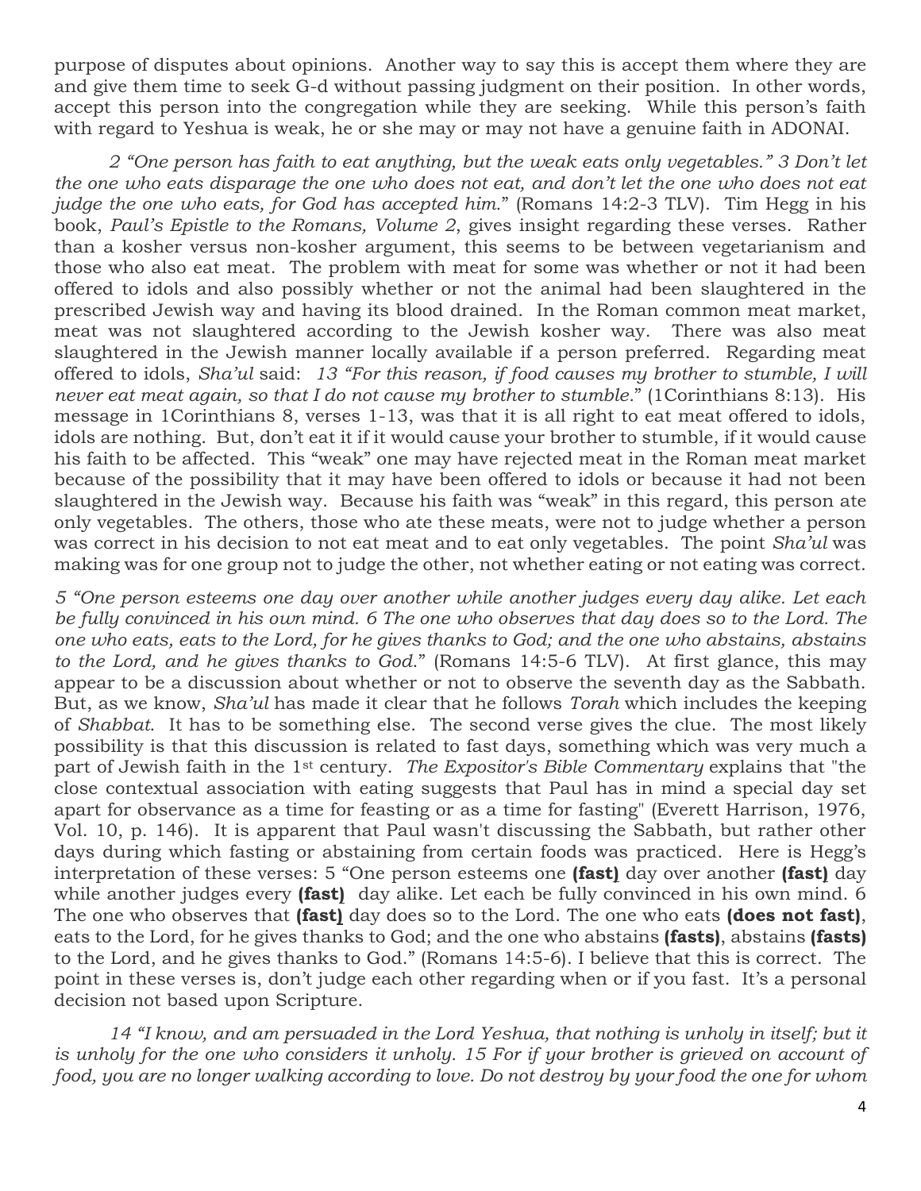purpose of disputes about opinions. Another way to say this is accept them where they are and give them time to seek G-d without passing judgment on their position. In other words, accept this person into the congregation while they are seeking. While this person's faith with regard to Yeshua is weak, he or she may or may not have a genuine faith in ADONAI.

*2 "One person has faith to eat anything, but the weak eats only vegetables." 3 Don't let the one who eats disparage the one who does not eat, and don't let the one who does not eat judge the one who eats, for God has accepted him.*" (Romans 14:2-3 TLV). Tim Hegg in his book, *Paul's Epistle to the Romans, Volume 2*, gives insight regarding these verses. Rather than a kosher versus non-kosher argument, this seems to be between vegetarianism and those who also eat meat. The problem with meat for some was whether or not it had been offered to idols and also possibly whether or not the animal had been slaughtered in the prescribed Jewish way and having its blood drained. In the Roman common meat market, meat was not slaughtered according to the Jewish kosher way. There was also meat slaughtered in the Jewish manner locally available if a person preferred. Regarding meat offered to idols, *Sha'ul* said: *13 "For this reason, if food causes my brother to stumble, I will never eat meat again, so that I do not cause my brother to stumble.*" (1Corinthians 8:13). His message in 1Corinthians 8, verses 1-13, was that it is all right to eat meat offered to idols, idols are nothing. But, don't eat it if it would cause your brother to stumble, if it would cause his faith to be affected. This "weak" one may have rejected meat in the Roman meat market because of the possibility that it may have been offered to idols or because it had not been slaughtered in the Jewish way. Because his faith was "weak" in this regard, this person ate only vegetables. The others, those who ate these meats, were not to judge whether a person was correct in his decision to not eat meat and to eat only vegetables. The point *Sha'ul* was making was for one group not to judge the other, not whether eating or not eating was correct.

*5 "One person esteems one day over another while another judges every day alike. Let each be fully convinced in his own mind. 6 The one who observes that day does so to the Lord. The one who eats, eats to the Lord, for he gives thanks to God; and the one who abstains, abstains to the Lord, and he gives thanks to God.*" (Romans 14:5-6 TLV). At first glance, this may appear to be a discussion about whether or not to observe the seventh day as the Sabbath. But, as we know, *Sha'ul* has made it clear that he follows *Torah* which includes the keeping of *Shabbat*. It has to be something else. The second verse gives the clue. The most likely possibility is that this discussion is related to fast days, something which was very much a part of Jewish faith in the 1st century. *The Expositor's Bible Commentary* explains that "the close contextual association with eating suggests that Paul has in mind a special day set apart for observance as a time for feasting or as a time for fasting" (Everett Harrison, 1976, Vol. 10, p. 146). It is apparent that Paul wasn't discussing the Sabbath, but rather other days during which fasting or abstaining from certain foods was practiced. Here is Hegg's interpretation of these verses: 5 "One person esteems one **(fast)** day over another **(fast)** day while another judges every **(fast)** day alike. Let each be fully convinced in his own mind. 6 The one who observes that **(fast)** day does so to the Lord. The one who eats **(does not fast)**, eats to the Lord, for he gives thanks to God; and the one who abstains **(fasts)**, abstains **(fasts)** to the Lord, and he gives thanks to God." (Romans 14:5-6). I believe that this is correct. The point in these verses is, don't judge each other regarding when or if you fast. It's a personal decision not based upon Scripture.

*14 "I know, and am persuaded in the Lord Yeshua, that nothing is unholy in itself; but it is unholy for the one who considers it unholy. 15 For if your brother is grieved on account of food, you are no longer walking according to love. Do not destroy by your food the one for whom*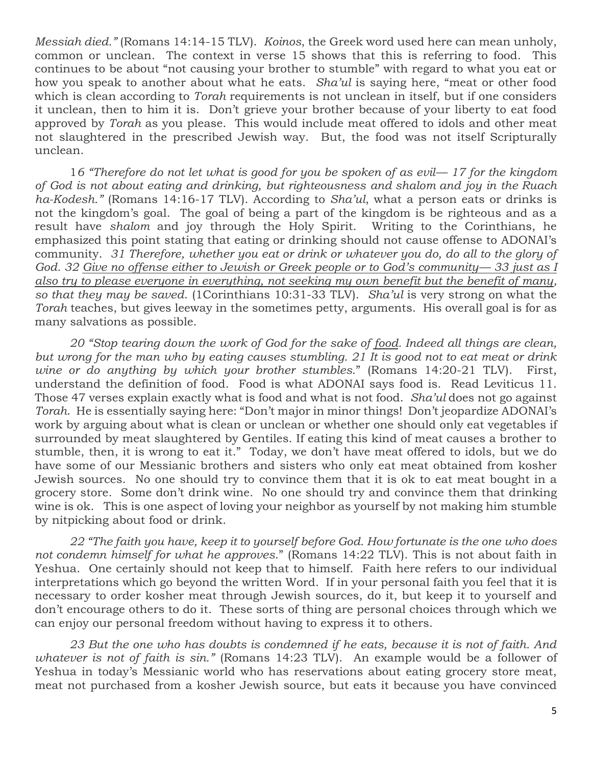*Messiah died."* (Romans 14:14-15 TLV). *Koinos*, the Greek word used here can mean unholy, common or unclean. The context in verse 15 shows that this is referring to food. This continues to be about "not causing your brother to stumble" with regard to what you eat or how you speak to another about what he eats. *Sha'ul* is saying here, "meat or other food which is clean according to *Torah* requirements is not unclean in itself, but if one considers it unclean, then to him it is. Don't grieve your brother because of your liberty to eat food approved by *Torah* as you please. This would include meat offered to idols and other meat not slaughtered in the prescribed Jewish way. But, the food was not itself Scripturally unclean.

1*6 "Therefore do not let what is good for you be spoken of as evil— 17 for the kingdom of God is not about eating and drinking, but righteousness and shalom and joy in the Ruach ha-Kodesh."* (Romans 14:16-17 TLV). According to *Sha'ul*, what a person eats or drinks is not the kingdom's goal. The goal of being a part of the kingdom is be righteous and as a result have *shalom* and joy through the Holy Spirit. Writing to the Corinthians, he emphasized this point stating that eating or drinking should not cause offense to ADONAI's community. *31 Therefore, whether you eat or drink or whatever you do, do all to the glory of God. 32 <u>Give no offense either to Jewish or Greek people or to God's community— 33 just as I also try to please everyone in everything, not seeking my own benefit but the benefit of many</u>, so that they may be saved.* (1Corinthians 10:31-33 TLV). *Sha'ul* is very strong on what the *Torah* teaches, but gives leeway in the sometimes petty, arguments. His overall goal is for as many salvations as possible.

*20 "Stop tearing down the work of God for the sake of <u>food</u>. Indeed all things are clean, but wrong for the man who by eating causes stumbling. 21 It is good not to eat meat or drink wine or do anything by which your brother stumbles."* (Romans 14:20-21 TLV). First, understand the definition of food. Food is what ADONAI says food is. Read Leviticus 11. Those 47 verses explain exactly what is food and what is not food. *Sha'ul* does not go against *Torah*. He is essentially saying here: "Don't major in minor things! Don't jeopardize ADONAI's work by arguing about what is clean or unclean or whether one should only eat vegetables if surrounded by meat slaughtered by Gentiles. If eating this kind of meat causes a brother to stumble, then, it is wrong to eat it." Today, we don't have meat offered to idols, but we do have some of our Messianic brothers and sisters who only eat meat obtained from kosher Jewish sources. No one should try to convince them that it is ok to eat meat bought in a grocery store. Some don't drink wine. No one should try and convince them that drinking wine is ok. This is one aspect of loving your neighbor as yourself by not making him stumble by nitpicking about food or drink.

*22 "The faith you have, keep it to yourself before God. How fortunate is the one who does not condemn himself for what he approves."* (Romans 14:22 TLV). This is not about faith in Yeshua. One certainly should not keep that to himself. Faith here refers to our individual interpretations which go beyond the written Word. If in your personal faith you feel that it is necessary to order kosher meat through Jewish sources, do it, but keep it to yourself and don't encourage others to do it. These sorts of thing are personal choices through which we can enjoy our personal freedom without having to express it to others.

*23 But the one who has doubts is condemned if he eats, because it is not of faith. And whatever is not of faith is sin."* (Romans 14:23 TLV). An example would be a follower of Yeshua in today's Messianic world who has reservations about eating grocery store meat, meat not purchased from a kosher Jewish source, but eats it because you have convinced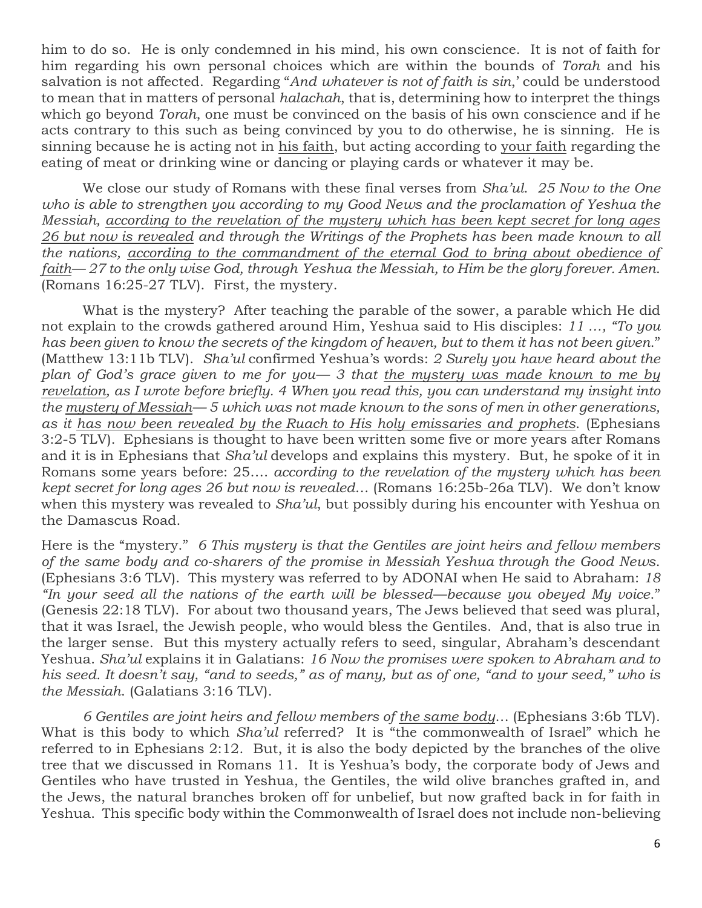him to do so. He is only condemned in his mind, his own conscience. It is not of faith for him regarding his own personal choices which are within the bounds of *Torah* and his salvation is not affected. Regarding "*And whatever is not of faith is sin*,' could be understood to mean that in matters of personal *halachah*, that is, determining how to interpret the things which go beyond *Torah*, one must be convinced on the basis of his own conscience and if he acts contrary to this such as being convinced by you to do otherwise, he is sinning. He is sinning because he is acting not in <u>his faith</u>, but acting according to <u>your faith</u> regarding the eating of meat or drinking wine or dancing or playing cards or whatever it may be.

We close our study of Romans with these final verses from *Sha'ul*. *25 Now to the One who is able to strengthen you according to my Good News and the proclamation of Yeshua the Messiah, <u>according to the revelation of the mystery which has been kept secret for long ages 26 but now is revealed</u> and through the Writings of the Prophets has been made known to all the nations, <u>according to the commandment of the eternal God to bring about obedience of faith</u>— 27 to the only wise God, through Yeshua the Messiah, to Him be the glory forever. Amen.* (Romans 16:25-27 TLV). First, the mystery.

What is the mystery? After teaching the parable of the sower, a parable which He did not explain to the crowds gathered around Him, Yeshua said to His disciples: *11 …, "To you has been given to know the secrets of the kingdom of heaven, but to them it has not been given.*" (Matthew 13:11b TLV). *Sha'ul* confirmed Yeshua's words: *2 Surely you have heard about the plan of God's grace given to me for you— 3 that <u>the mystery was made known to me by revelation</u>, as I wrote before briefly. 4 When you read this, you can understand my insight into the <u>mystery of Messiah</u>— 5 which was not made known to the sons of men in other generations, as it <u>has now been revealed by the Ruach to His holy emissaries and prophets</u>*. (Ephesians 3:2-5 TLV). Ephesians is thought to have been written some five or more years after Romans and it is in Ephesians that *Sha'ul* develops and explains this mystery. But, he spoke of it in Romans some years before: 25…. *according to the revelation of the mystery which has been kept secret for long ages 26 but now is revealed…* (Romans 16:25b-26a TLV). We don't know when this mystery was revealed to *Sha'ul*, but possibly during his encounter with Yeshua on the Damascus Road.

Here is the "mystery." *6 This mystery is that the Gentiles are joint heirs and fellow members of the same body and co-sharers of the promise in Messiah Yeshua through the Good News.* (Ephesians 3:6 TLV). This mystery was referred to by ADONAI when He said to Abraham: *18 "In your seed all the nations of the earth will be blessed—because you obeyed My voice.*" (Genesis 22:18 TLV). For about two thousand years, The Jews believed that seed was plural, that it was Israel, the Jewish people, who would bless the Gentiles. And, that is also true in the larger sense. But this mystery actually refers to seed, singular, Abraham's descendant Yeshua. *Sha'ul* explains it in Galatians: *16 Now the promises were spoken to Abraham and to his seed. It doesn't say, "and to seeds," as of many, but as of one, "and to your seed," who is the Messiah*. (Galatians 3:16 TLV).

*6 Gentiles are joint heirs and fellow members of <u>the same body</u>…* (Ephesians 3:6b TLV). What is this body to which *Sha'ul* referred? It is "the commonwealth of Israel" which he referred to in Ephesians 2:12. But, it is also the body depicted by the branches of the olive tree that we discussed in Romans 11. It is Yeshua's body, the corporate body of Jews and Gentiles who have trusted in Yeshua, the Gentiles, the wild olive branches grafted in, and the Jews, the natural branches broken off for unbelief, but now grafted back in for faith in Yeshua. This specific body within the Commonwealth of Israel does not include non-believing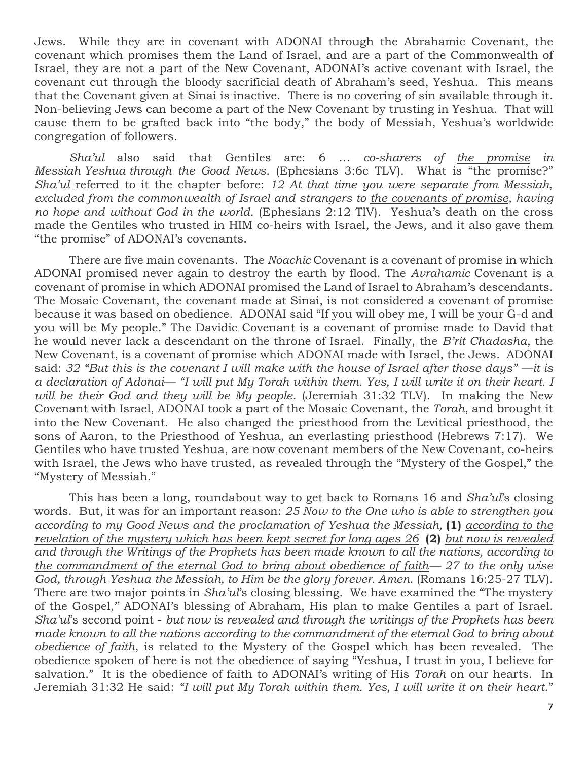Jews. While they are in covenant with ADONAI through the Abrahamic Covenant, the covenant which promises them the Land of Israel, and are a part of the Commonwealth of Israel, they are not a part of the New Covenant, ADONAI's active covenant with Israel, the covenant cut through the bloody sacrificial death of Abraham's seed, Yeshua. This means that the Covenant given at Sinai is inactive. There is no covering of sin available through it. Non-believing Jews can become a part of the New Covenant by trusting in Yeshua. That will cause them to be grafted back into "the body," the body of Messiah, Yeshua's worldwide congregation of followers.

*Sha'ul* also said that Gentiles are: *6 … co-sharers of <u>the promise</u> in Messiah Yeshua through the Good News*. (Ephesians 3:6c TLV). What is "the promise?" *Sha'ul* referred to it the chapter before: *12 At that time you were separate from Messiah, excluded from the commonwealth of Israel and strangers to <u>the covenants of promise</u>, having no hope and without God in the world*. (Ephesians 2:12 TlV). Yeshua's death on the cross made the Gentiles who trusted in HIM co-heirs with Israel, the Jews, and it also gave them "the promise" of ADONAI's covenants.

There are five main covenants. The *Noachic* Covenant is a covenant of promise in which ADONAI promised never again to destroy the earth by flood. The *Avrahamic* Covenant is a covenant of promise in which ADONAI promised the Land of Israel to Abraham's descendants. The Mosaic Covenant, the covenant made at Sinai, is not considered a covenant of promise because it was based on obedience. ADONAI said "If you will obey me, I will be your G-d and you will be My people." The Davidic Covenant is a covenant of promise made to David that he would never lack a descendant on the throne of Israel. Finally, the *B'rit Chadasha*, the New Covenant, is a covenant of promise which ADONAI made with Israel, the Jews. ADONAI said: *32 "But this is the covenant I will make with the house of Israel after those days" —it is a declaration of Adonai— "I will put My Torah within them. Yes, I will write it on their heart. I will be their God and they will be My people*. (Jeremiah 31:32 TLV). In making the New Covenant with Israel, ADONAI took a part of the Mosaic Covenant, the *Torah*, and brought it into the New Covenant. He also changed the priesthood from the Levitical priesthood, the sons of Aaron, to the Priesthood of Yeshua, an everlasting priesthood (Hebrews 7:17). We Gentiles who have trusted Yeshua, are now covenant members of the New Covenant, co-heirs with Israel, the Jews who have trusted, as revealed through the "Mystery of the Gospel," the "Mystery of Messiah."

This has been a long, roundabout way to get back to Romans 16 and *Sha'ul*'s closing words. But, it was for an important reason: *25 Now to the One who is able to strengthen you according to my Good News and the proclamation of Yeshua the Messiah,* **(1)** *<u>according to the revelation of the mystery which has been kept secret for long ages 26</u>* **(2)** *<u>but now is revealed and through the Writings of the Prophets</u> <u>has been made known to all the nations, according to the commandment of the eternal God to bring about obedience of faith</u>— 27 to the only wise God, through Yeshua the Messiah, to Him be the glory forever. Amen*. (Romans 16:25-27 TLV). There are two major points in *Sha'ul*'s closing blessing. We have examined the "The mystery of the Gospel," ADONAI's blessing of Abraham, His plan to make Gentiles a part of Israel. *Sha'ul*'s second point - *but now is revealed and through the writings of the Prophets has been made known to all the nations according to the commandment of the eternal God to bring about obedience of faith*, is related to the Mystery of the Gospel which has been revealed. The obedience spoken of here is not the obedience of saying "Yeshua, I trust in you, I believe for salvation." It is the obedience of faith to ADONAI's writing of His *Torah* on our hearts. In Jeremiah 31:32 He said: *"I will put My Torah within them. Yes, I will write it on their heart*."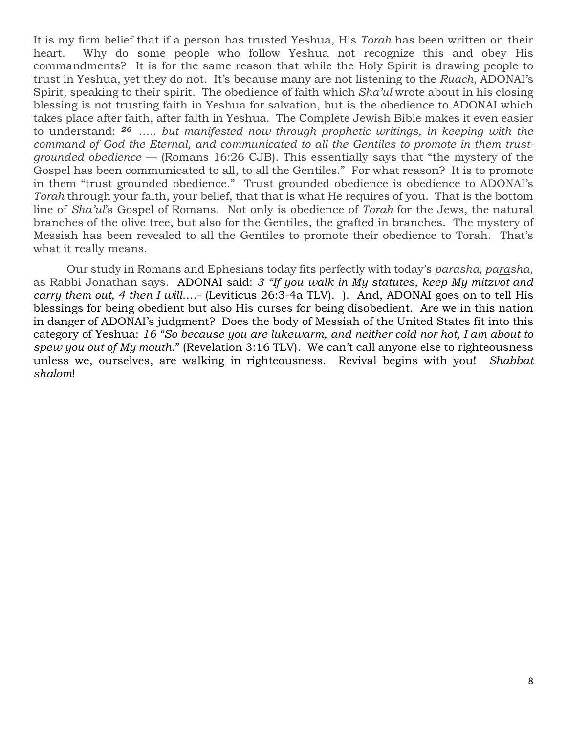It is my firm belief that if a person has trusted Yeshua, His *Torah* has been written on their heart. Why do some people who follow Yeshua not recognize this and obey His commandments? It is for the same reason that while the Holy Spirit is drawing people to trust in Yeshua, yet they do not. It's because many are not listening to the *Ruach*, ADONAI's Spirit, speaking to their spirit. The obedience of faith which *Sha'ul* wrote about in his closing blessing is not trusting faith in Yeshua for salvation, but is the obedience to ADONAI which takes place after faith, after faith in Yeshua. The Complete Jewish Bible makes it even easier to understand: ***26*** *….. but manifested now through prophetic writings, in keeping with the command of God the Eternal, and communicated to all the Gentiles to promote in them* *__trust-grounded obedience__* — (Romans 16:26 CJB). This essentially says that "the mystery of the Gospel has been communicated to all, to all the Gentiles." For what reason? It is to promote in them "trust grounded obedience." Trust grounded obedience is obedience to ADONAI's *Torah* through your faith, your belief, that that is what He requires of you. That is the bottom line of *Sha'ul*'s Gospel of Romans. Not only is obedience of *Torah* for the Jews, the natural branches of the olive tree, but also for the Gentiles, the grafted in branches. The mystery of Messiah has been revealed to all the Gentiles to promote their obedience to Torah. That's what it really means.

Our study in Romans and Ephesians today fits perfectly with today's *parasha, pa__ra__sha*, as Rabbi Jonathan says. ADONAI said: *3 "If you walk in My statutes, keep My mitzvot and carry them out, 4 then I will….-* (Leviticus 26:3-4a TLV). ). And, ADONAI goes on to tell His blessings for being obedient but also His curses for being disobedient. Are we in this nation in danger of ADONAI's judgment? Does the body of Messiah of the United States fit into this category of Yeshua: *16 "So because you are lukewarm, and neither cold nor hot, I am about to spew you out of My mouth.*" (Revelation 3:16 TLV). We can't call anyone else to righteousness unless we, ourselves, are walking in righteousness. Revival begins with you! *Shabbat shalom*!